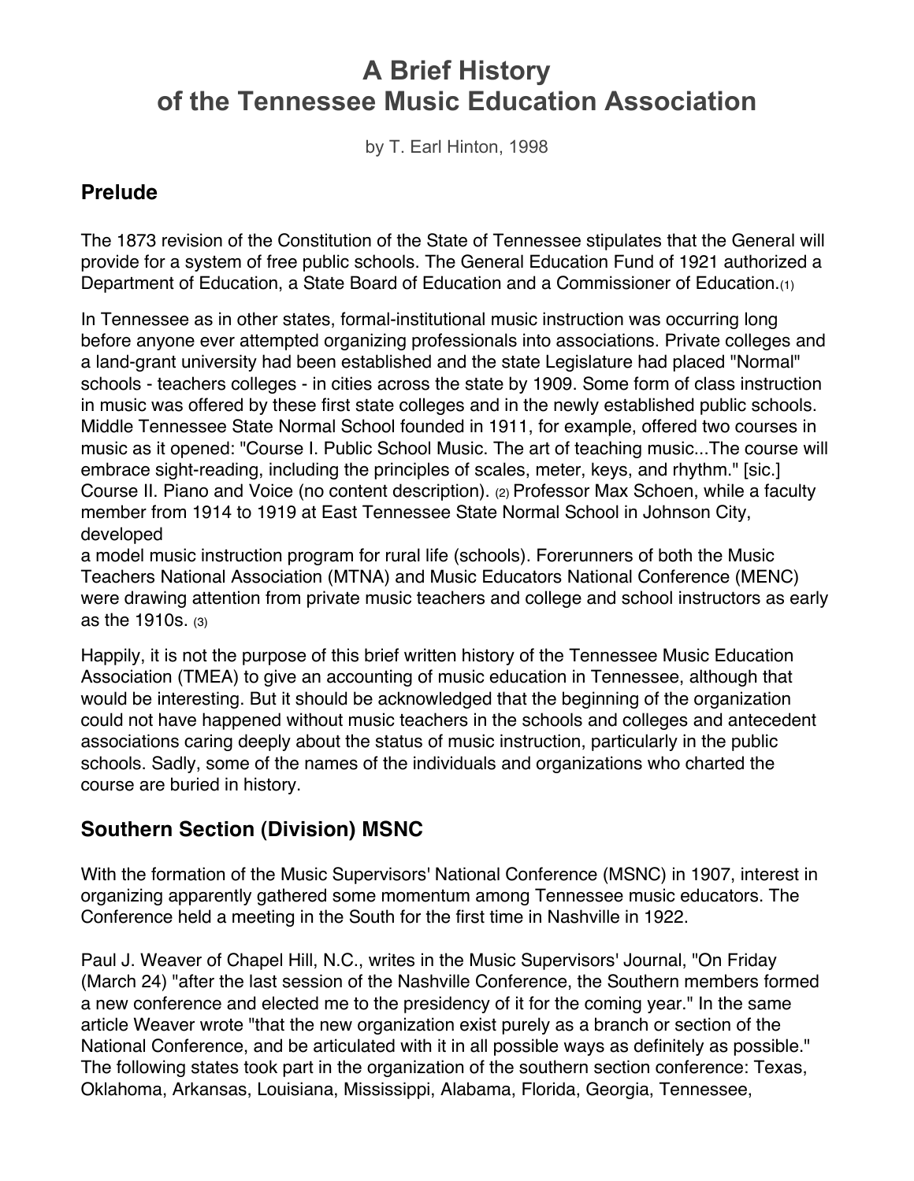# A Brief History of the Tennessee Music Education Association

by T. Earl Hinton, 1998

## Prelude

The 1873 revision of the Constitution of the State of Tennessee stipulates that the General will provide for a system of free public schools. The General Education Fund of 1921 authorized a Department of Education, a State Board of Education and a Commissioner of Education.(1)

In Tennessee as in other states, formal-institutional music instruction was occurring long before anyone ever attempted organizing professionals into associations. Private colleges and a land-grant university had been established and the state Legislature had placed "Normal" schools - teachers colleges - in cities across the state by 1909. Some form of class instruction in music was offered by these first state colleges and in the newly established public schools. Middle Tennessee State Normal School founded in 1911, for example, offered two courses in music as it opened: "Course I. Public School Music. The art of teaching music...The course will embrace sight-reading, including the principles of scales, meter, keys, and rhythm." [sic.] Course II. Piano and Voice (no content description). (2) Professor Max Schoen, while a faculty member from 1914 to 1919 at East Tennessee State Normal School in Johnson City, developed a model music instruction program for rural life (schools). Forerunners of both the Music Teachers National Association (MTNA) and Music Educators National Conference (MENC) were drawing attention from private music teachers and college and school instructors as early as the 1910s. (3)

Happily, it is not the purpose of this brief written history of the Tennessee Music Education Association (TMEA) to give an accounting of music education in Tennessee, although that would be interesting. But it should be acknowledged that the beginning of the organization could not have happened without music teachers in the schools and colleges and antecedent associations caring deeply about the status of music instruction, particularly in the public schools. Sadly, some of the names of the individuals and organizations who charted the course are buried in history.

## Southern Section (Division) MSNC

With the formation of the Music Supervisors' National Conference (MSNC) in 1907, interest in organizing apparently gathered some momentum among Tennessee music educators. The Conference held a meeting in the South for the first time in Nashville in 1922.

Paul J. Weaver of Chapel Hill, N.C., writes in the Music Supervisors' Journal, "On Friday (March 24) "after the last session of the Nashville Conference, the Southern members formed a new conference and elected me to the presidency of it for the coming year." In the same article Weaver wrote "that the new organization exist purely as a branch or section of the National Conference, and be articulated with it in all possible ways as definitely as possible." The following states took part in the organization of the southern section conference: Texas, Oklahoma, Arkansas, Louisiana, Mississippi, Alabama, Florida, Georgia, Tennessee,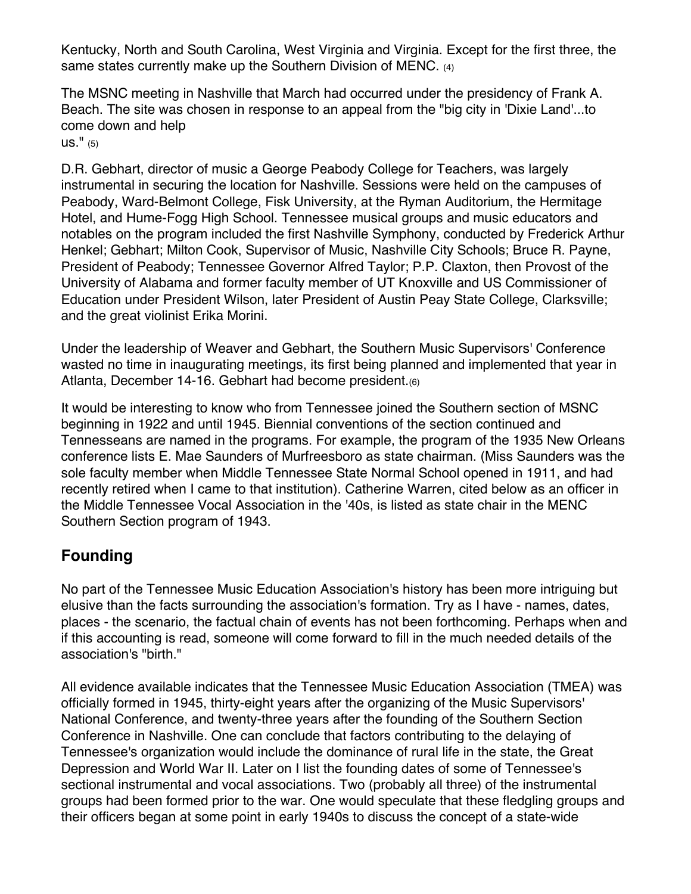Kentucky, North and South Carolina, West Virginia and Virginia. Except for the first three, the same states currently make up the Southern Division of MENC. (4)

The MSNC meeting in Nashville that March had occurred under the presidency of Frank A. Beach. The site was chosen in response to an appeal from the "big city in 'Dixie Land'...to come down and help us." (5)

D.R. Gebhart, director of music a George Peabody College for Teachers, was largely instrumental in securing the location for Nashville. Sessions were held on the campuses of Peabody, Ward-Belmont College, Fisk University, at the Ryman Auditorium, the Hermitage Hotel, and Hume-Fogg High School. Tennessee musical groups and music educators and notables on the program included the first Nashville Symphony, conducted by Frederick Arthur Henkel; Gebhart; Milton Cook, Supervisor of Music, Nashville City Schools; Bruce R. Payne, President of Peabody; Tennessee Governor Alfred Taylor; P.P. Claxton, then Provost of the University of Alabama and former faculty member of UT Knoxville and US Commissioner of Education under President Wilson, later President of Austin Peay State College, Clarksville; and the great violinist Erika Morini.

Under the leadership of Weaver and Gebhart, the Southern Music Supervisors' Conference wasted no time in inaugurating meetings, its first being planned and implemented that year in Atlanta, December 14-16. Gebhart had become president.(6)

It would be interesting to know who from Tennessee joined the Southern section of MSNC beginning in 1922 and until 1945. Biennial conventions of the section continued and Tennesseans are named in the programs. For example, the program of the 1935 New Orleans conference lists E. Mae Saunders of Murfreesboro as state chairman. (Miss Saunders was the sole faculty member when Middle Tennessee State Normal School opened in 1911, and had recently retired when I came to that institution). Catherine Warren, cited below as an officer in the Middle Tennessee Vocal Association in the '40s, is listed as state chair in the MENC Southern Section program of 1943.

## Founding

No part of the Tennessee Music Education Association's history has been more intriguing but elusive than the facts surrounding the association's formation. Try as I have - names, dates, places - the scenario, the factual chain of events has not been forthcoming. Perhaps when and if this accounting is read, someone will come forward to fill in the much needed details of the association's "birth."

All evidence available indicates that the Tennessee Music Education Association (TMEA) was officially formed in 1945, thirty-eight years after the organizing of the Music Supervisors' National Conference, and twenty-three years after the founding of the Southern Section Conference in Nashville. One can conclude that factors contributing to the delaying of Tennessee's organization would include the dominance of rural life in the state, the Great Depression and World War II. Later on I list the founding dates of some of Tennessee's sectional instrumental and vocal associations. Two (probably all three) of the instrumental groups had been formed prior to the war. One would speculate that these fledgling groups and their officers began at some point in early 1940s to discuss the concept of a state-wide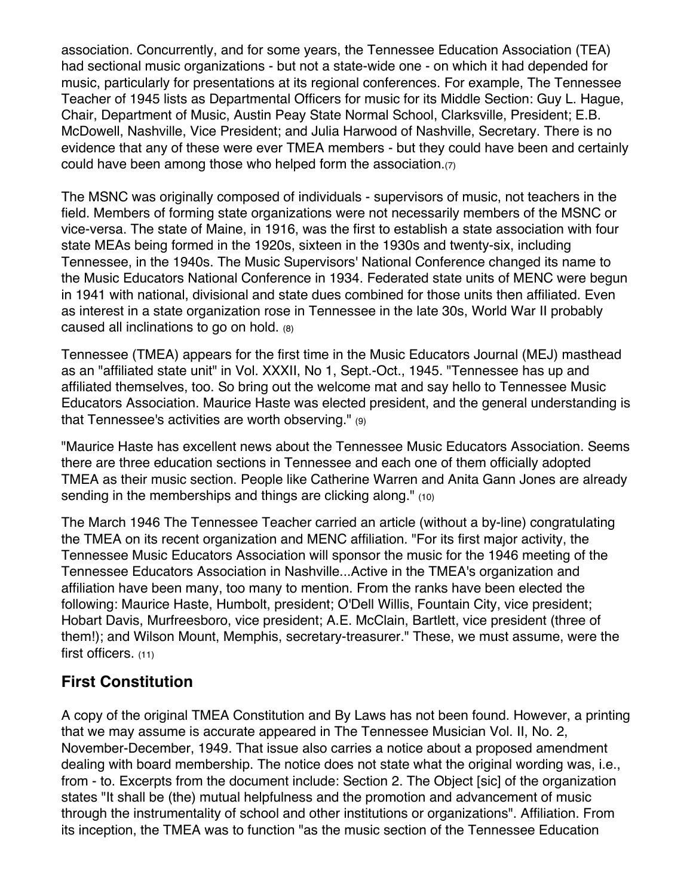association. Concurrently, and for some years, the Tennessee Education Association (TEA) had sectional music organizations - but not a state-wide one - on which it had depended for music, particularly for presentations at its regional conferences. For example, The Tennessee Teacher of 1945 lists as Departmental Officers for music for its Middle Section: Guy L. Hague, Chair, Department of Music, Austin Peay State Normal School, Clarksville, President; E.B. McDowell, Nashville, Vice President; and Julia Harwood of Nashville, Secretary. There is no evidence that any of these were ever TMEA members - but they could have been and certainly could have been among those who helped form the association.(7)

The MSNC was originally composed of individuals - supervisors of music, not teachers in the field. Members of forming state organizations were not necessarily members of the MSNC or vice-versa. The state of Maine, in 1916, was the first to establish a state association with four state MEAs being formed in the 1920s, sixteen in the 1930s and twenty-six, including Tennessee, in the 1940s. The Music Supervisors' National Conference changed its name to the Music Educators National Conference in 1934. Federated state units of MENC were begun in 1941 with national, divisional and state dues combined for those units then affiliated. Even as interest in a state organization rose in Tennessee in the late 30s, World War II probably caused all inclinations to go on hold. (8)

Tennessee (TMEA) appears for the first time in the Music Educators Journal (MEJ) masthead as an "affiliated state unit" in Vol. XXXII, No 1, Sept.-Oct., 1945. "Tennessee has up and affiliated themselves, too. So bring out the welcome mat and say hello to Tennessee Music Educators Association. Maurice Haste was elected president, and the general understanding is that Tennessee's activities are worth observing." (9)

"Maurice Haste has excellent news about the Tennessee Music Educators Association. Seems there are three education sections in Tennessee and each one of them officially adopted TMEA as their music section. People like Catherine Warren and Anita Gann Jones are already sending in the memberships and things are clicking along." (10)

The March 1946 The Tennessee Teacher carried an article (without a by-line) congratulating the TMEA on its recent organization and MENC affiliation. "For its first major activity, the Tennessee Music Educators Association will sponsor the music for the 1946 meeting of the Tennessee Educators Association in Nashville...Active in the TMEA's organization and affiliation have been many, too many to mention. From the ranks have been elected the following: Maurice Haste, Humbolt, president; O'Dell Willis, Fountain City, vice president; Hobart Davis, Murfreesboro, vice president; A.E. McClain, Bartlett, vice president (three of them!); and Wilson Mount, Memphis, secretary-treasurer." These, we must assume, were the first officers. (11)

## First Constitution

A copy of the original TMEA Constitution and By Laws has not been found. However, a printing that we may assume is accurate appeared in The Tennessee Musician Vol. II, No. 2, November-December, 1949. That issue also carries a notice about a proposed amendment dealing with board membership. The notice does not state what the original wording was, i.e., from - to. Excerpts from the document include: Section 2. The Object [sic] of the organization states "It shall be (the) mutual helpfulness and the promotion and advancement of music through the instrumentality of school and other institutions or organizations". Affiliation. From its inception, the TMEA was to function "as the music section of the Tennessee Education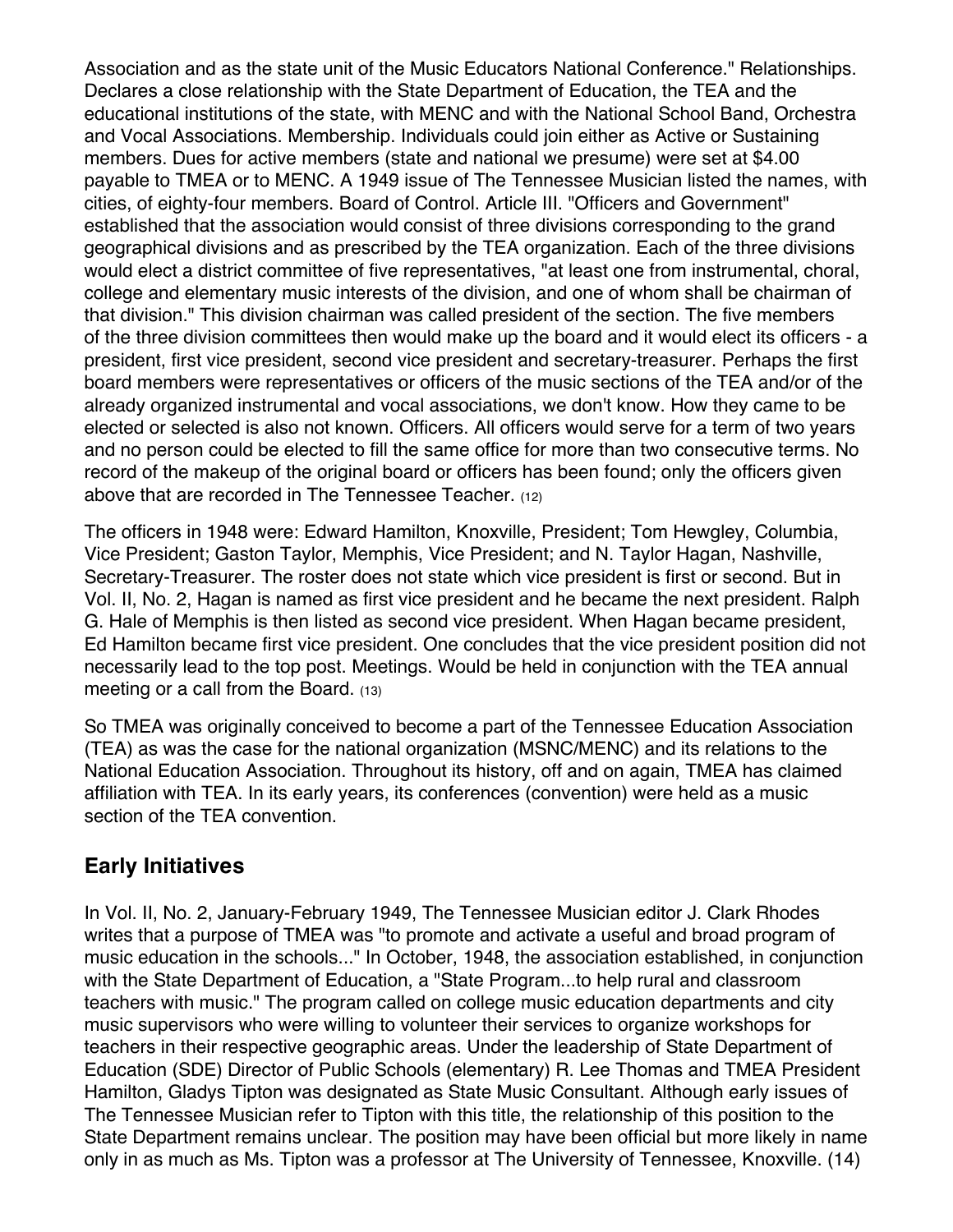Association and as the state unit of the Music Educators National Conference." Relationships. Declares a close relationship with the State Department of Education, the TEA and the educational institutions of the state, with MENC and with the National School Band, Orchestra and Vocal Associations. Membership. Individuals could join either as Active or Sustaining members. Dues for active members (state and national we presume) were set at $4.00 payable to TMEA or to MENC. A 1949 issue of The Tennessee Musician listed the names, with cities, of eighty-four members. Board of Control. Article III. "Officers and Government" established that the association would consist of three divisions corresponding to the grand geographical divisions and as prescribed by the TEA organization. Each of the three divisions would elect a district committee of five representatives, "at least one from instrumental, choral, college and elementary music interests of the division, and one of whom shall be chairman of that division." This division chairman was called president of the section. The five members of the three division committees then would make up the board and it would elect its officers - a president, first vice president, second vice president and secretary-treasurer. Perhaps the first board members were representatives or officers of the music sections of the TEA and/or of the already organized instrumental and vocal associations, we don't know. How they came to be elected or selected is also not known. Officers. All officers would serve for a term of two years and no person could be elected to fill the same office for more than two consecutive terms. No record of the makeup of the original board or officers has been found; only the officers given above that are recorded in The Tennessee Teacher. (12)

The officers in 1948 were: Edward Hamilton, Knoxville, President; Tom Hewgley, Columbia, Vice President; Gaston Taylor, Memphis, Vice President; and N. Taylor Hagan, Nashville, Secretary-Treasurer. The roster does not state which vice president is first or second. But in Vol. II, No. 2, Hagan is named as first vice president and he became the next president. Ralph G. Hale of Memphis is then listed as second vice president. When Hagan became president, Ed Hamilton became first vice president. One concludes that the vice president position did not necessarily lead to the top post. Meetings. Would be held in conjunction with the TEA annual meeting or a call from the Board. (13)

So TMEA was originally conceived to become a part of the Tennessee Education Association (TEA) as was the case for the national organization (MSNC/MENC) and its relations to the National Education Association. Throughout its history, off and on again, TMEA has claimed affiliation with TEA. In its early years, its conferences (convention) were held as a music section of the TEA convention.

## Early Initiatives

In Vol. II, No. 2, January-February 1949, The Tennessee Musician editor J. Clark Rhodes writes that a purpose of TMEA was "to promote and activate a useful and broad program of music education in the schools..." In October, 1948, the association established, in conjunction with the State Department of Education, a "State Program...to help rural and classroom teachers with music." The program called on college music education departments and city music supervisors who were willing to volunteer their services to organize workshops for teachers in their respective geographic areas. Under the leadership of State Department of Education (SDE) Director of Public Schools (elementary) R. Lee Thomas and TMEA President Hamilton, Gladys Tipton was designated as State Music Consultant. Although early issues of The Tennessee Musician refer to Tipton with this title, the relationship of this position to the State Department remains unclear. The position may have been official but more likely in name only in as much as Ms. Tipton was a professor at The University of Tennessee, Knoxville. (14)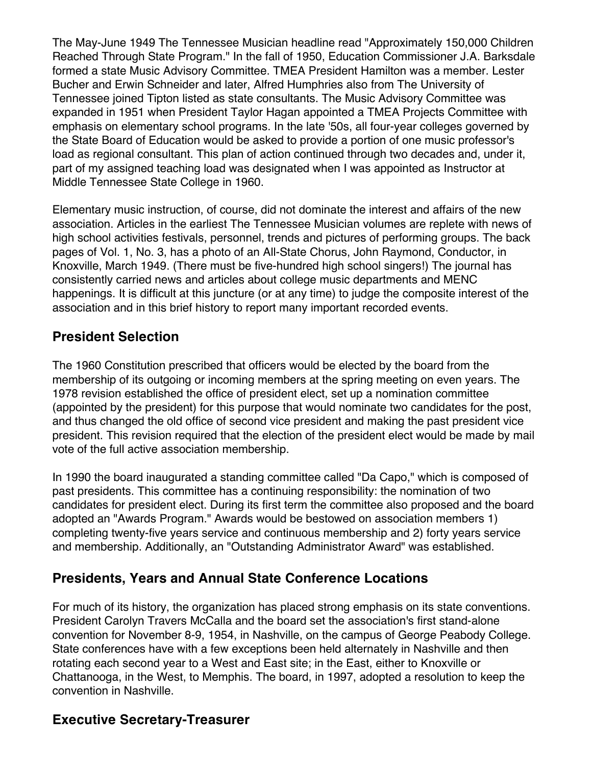The May-June 1949 The Tennessee Musician headline read "Approximately 150,000 Children Reached Through State Program." In the fall of 1950, Education Commissioner J.A. Barksdale formed a state Music Advisory Committee. TMEA President Hamilton was a member. Lester Bucher and Erwin Schneider and later, Alfred Humphries also from The University of Tennessee joined Tipton listed as state consultants. The Music Advisory Committee was expanded in 1951 when President Taylor Hagan appointed a TMEA Projects Committee with emphasis on elementary school programs. In the late '50s, all four-year colleges governed by the State Board of Education would be asked to provide a portion of one music professor's load as regional consultant. This plan of action continued through two decades and, under it, part of my assigned teaching load was designated when I was appointed as Instructor at Middle Tennessee State College in 1960.

Elementary music instruction, of course, did not dominate the interest and affairs of the new association. Articles in the earliest The Tennessee Musician volumes are replete with news of high school activities festivals, personnel, trends and pictures of performing groups. The back pages of Vol. 1, No. 3, has a photo of an All-State Chorus, John Raymond, Conductor, in Knoxville, March 1949. (There must be five-hundred high school singers!) The journal has consistently carried news and articles about college music departments and MENC happenings. It is difficult at this juncture (or at any time) to judge the composite interest of the association and in this brief history to report many important recorded events.

## President Selection

The 1960 Constitution prescribed that officers would be elected by the board from the membership of its outgoing or incoming members at the spring meeting on even years. The 1978 revision established the office of president elect, set up a nomination committee (appointed by the president) for this purpose that would nominate two candidates for the post, and thus changed the old office of second vice president and making the past president vice president. This revision required that the election of the president elect would be made by mail vote of the full active association membership.

In 1990 the board inaugurated a standing committee called "Da Capo," which is composed of past presidents. This committee has a continuing responsibility: the nomination of two candidates for president elect. During its first term the committee also proposed and the board adopted an "Awards Program." Awards would be bestowed on association members 1) completing twenty-five years service and continuous membership and 2) forty years service and membership. Additionally, an "Outstanding Administrator Award" was established.

## Presidents, Years and Annual State Conference Locations

For much of its history, the organization has placed strong emphasis on its state conventions. President Carolyn Travers McCalla and the board set the association's first stand-alone convention for November 8-9, 1954, in Nashville, on the campus of George Peabody College. State conferences have with a few exceptions been held alternately in Nashville and then rotating each second year to a West and East site; in the East, either to Knoxville or Chattanooga, in the West, to Memphis. The board, in 1997, adopted a resolution to keep the convention in Nashville.

## Executive Secretary-Treasurer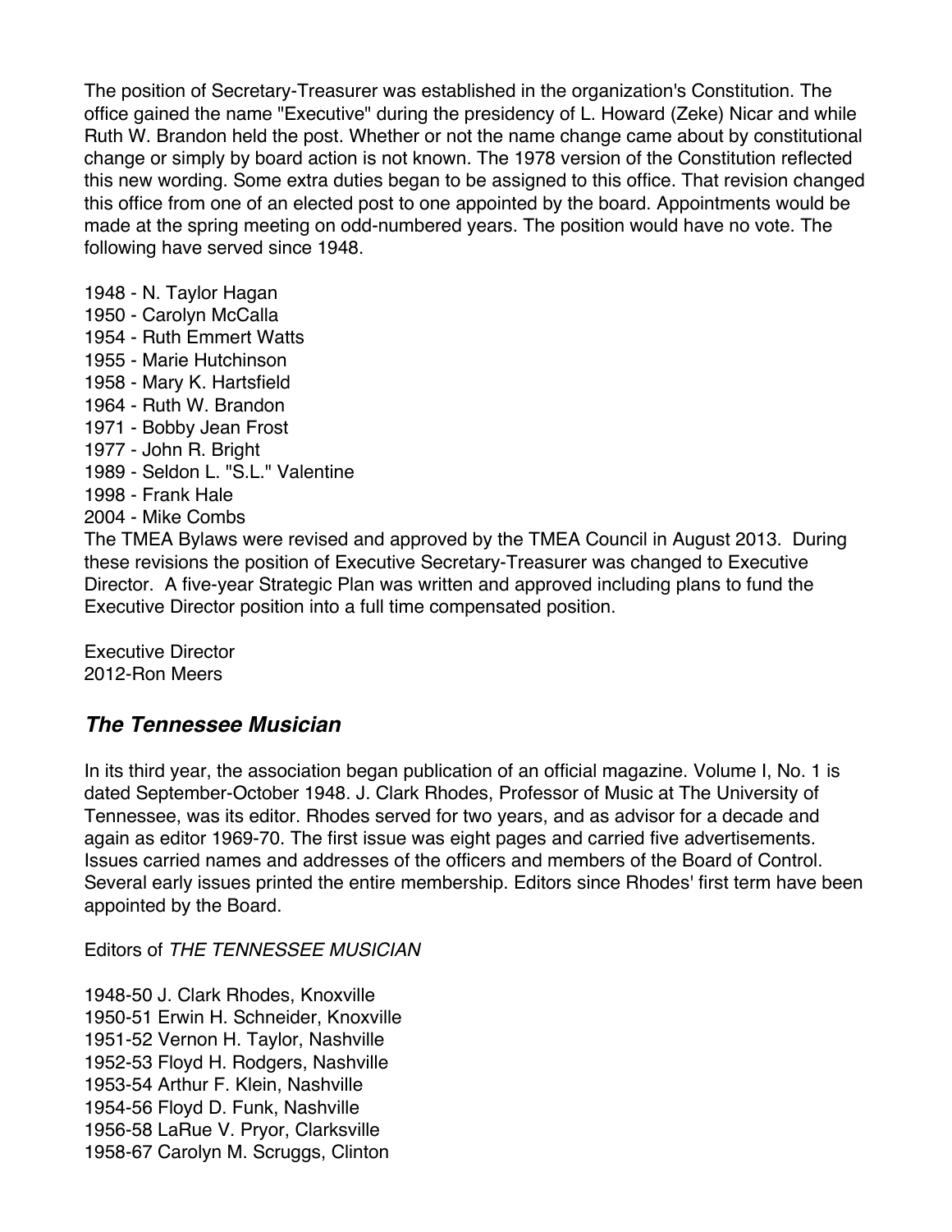The position of Secretary-Treasurer was established in the organization's Constitution. The office gained the name "Executive" during the presidency of L. Howard (Zeke) Nicar and while Ruth W. Brandon held the post. Whether or not the name change came about by constitutional change or simply by board action is not known. The 1978 version of the Constitution reflected this new wording. Some extra duties began to be assigned to this office. That revision changed this office from one of an elected post to one appointed by the board. Appointments would be made at the spring meeting on odd-numbered years. The position would have no vote. The following have served since 1948.

1948 - N. Taylor Hagan
1950 - Carolyn McCalla
1954 - Ruth Emmert Watts
1955 - Marie Hutchinson
1958 - Mary K. Hartsfield
1964 - Ruth W. Brandon
1971 - Bobby Jean Frost
1977 - John R. Bright
1989 - Seldon L. "S.L." Valentine
1998 - Frank Hale
2004 - Mike Combs

The TMEA Bylaws were revised and approved by the TMEA Council in August 2013. During these revisions the position of Executive Secretary-Treasurer was changed to Executive Director. A five-year Strategic Plan was written and approved including plans to fund the Executive Director position into a full time compensated position.

Executive Director
2012-Ron Meers

## *The Tennessee Musician*

In its third year, the association began publication of an official magazine. Volume I, No. 1 is dated September-October 1948. J. Clark Rhodes, Professor of Music at The University of Tennessee, was its editor. Rhodes served for two years, and as advisor for a decade and again as editor 1969-70. The first issue was eight pages and carried five advertisements. Issues carried names and addresses of the officers and members of the Board of Control. Several early issues printed the entire membership. Editors since Rhodes' first term have been appointed by the Board.

Editors of *THE TENNESSEE MUSICIAN*

1948-50 J. Clark Rhodes, Knoxville
1950-51 Erwin H. Schneider, Knoxville
1951-52 Vernon H. Taylor, Nashville
1952-53 Floyd H. Rodgers, Nashville
1953-54 Arthur F. Klein, Nashville
1954-56 Floyd D. Funk, Nashville
1956-58 LaRue V. Pryor, Clarksville
1958-67 Carolyn M. Scruggs, Clinton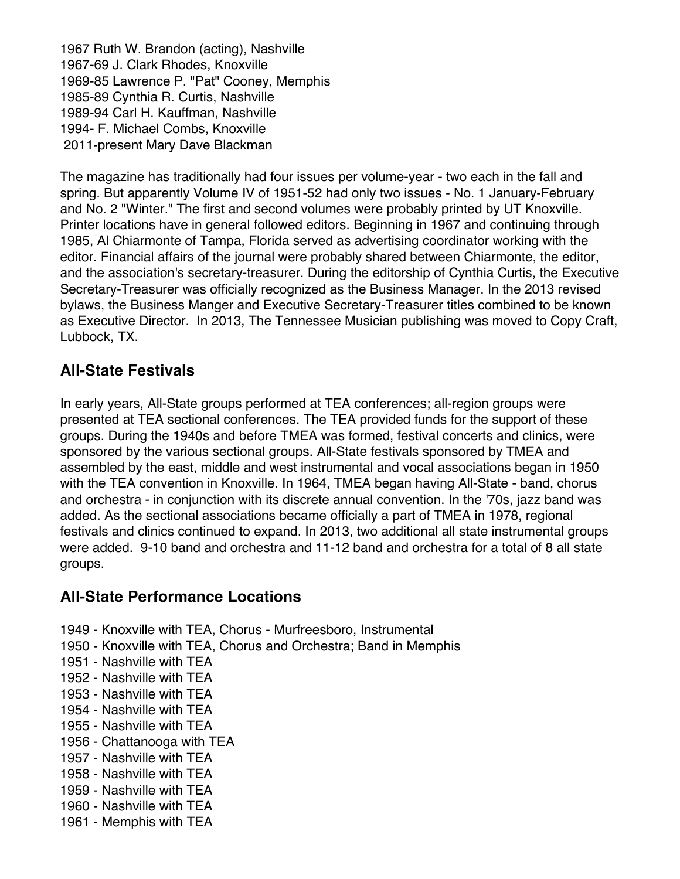1967 Ruth W. Brandon (acting), Nashville
1967-69 J. Clark Rhodes, Knoxville
1969-85 Lawrence P. "Pat" Cooney, Memphis
1985-89 Cynthia R. Curtis, Nashville
1989-94 Carl H. Kauffman, Nashville
1994- F. Michael Combs, Knoxville
2011-present Mary Dave Blackman

The magazine has traditionally had four issues per volume-year - two each in the fall and spring. But apparently Volume IV of 1951-52 had only two issues - No. 1 January-February and No. 2 "Winter." The first and second volumes were probably printed by UT Knoxville. Printer locations have in general followed editors. Beginning in 1967 and continuing through 1985, Al Chiarmonte of Tampa, Florida served as advertising coordinator working with the editor. Financial affairs of the journal were probably shared between Chiarmonte, the editor, and the association's secretary-treasurer. During the editorship of Cynthia Curtis, the Executive Secretary-Treasurer was officially recognized as the Business Manager. In the 2013 revised bylaws, the Business Manger and Executive Secretary-Treasurer titles combined to be known as Executive Director. In 2013, The Tennessee Musician publishing was moved to Copy Craft, Lubbock, TX.

## All-State Festivals

In early years, All-State groups performed at TEA conferences; all-region groups were presented at TEA sectional conferences. The TEA provided funds for the support of these groups. During the 1940s and before TMEA was formed, festival concerts and clinics, were sponsored by the various sectional groups. All-State festivals sponsored by TMEA and assembled by the east, middle and west instrumental and vocal associations began in 1950 with the TEA convention in Knoxville. In 1964, TMEA began having All-State - band, chorus and orchestra - in conjunction with its discrete annual convention. In the '70s, jazz band was added. As the sectional associations became officially a part of TMEA in 1978, regional festivals and clinics continued to expand. In 2013, two additional all state instrumental groups were added. 9-10 band and orchestra and 11-12 band and orchestra for a total of 8 all state groups.

## All-State Performance Locations

1949 - Knoxville with TEA, Chorus - Murfreesboro, Instrumental
1950 - Knoxville with TEA, Chorus and Orchestra; Band in Memphis
1951 - Nashville with TEA
1952 - Nashville with TEA
1953 - Nashville with TEA
1954 - Nashville with TEA
1955 - Nashville with TEA
1956 - Chattanooga with TEA
1957 - Nashville with TEA
1958 - Nashville with TEA
1959 - Nashville with TEA
1960 - Nashville with TEA
1961 - Memphis with TEA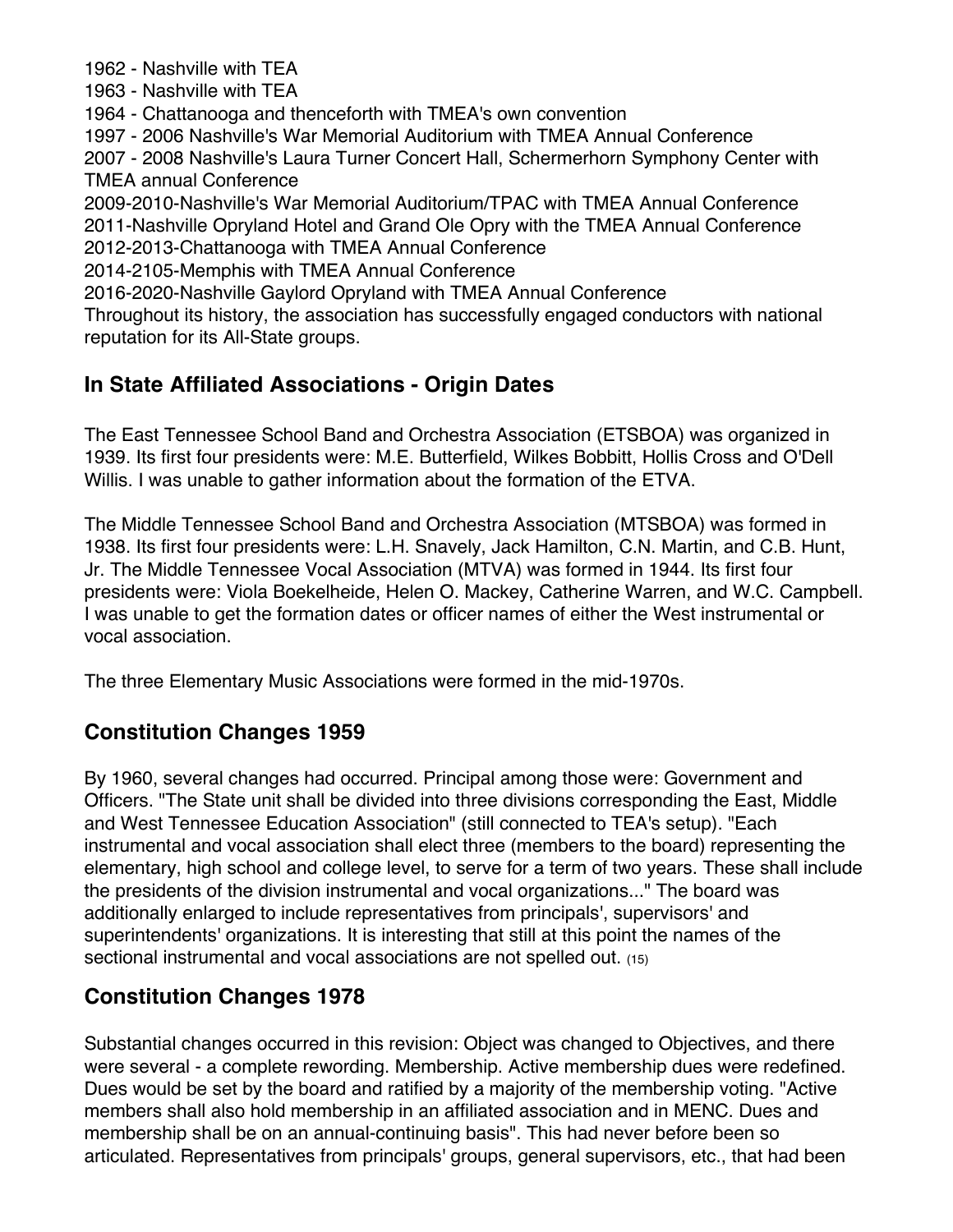1962 - Nashville with TEA
1963 - Nashville with TEA
1964 - Chattanooga and thenceforth with TMEA's own convention
1997 - 2006 Nashville's War Memorial Auditorium with TMEA Annual Conference
2007 - 2008 Nashville's Laura Turner Concert Hall, Schermerhorn Symphony Center with TMEA annual Conference
2009-2010-Nashville's War Memorial Auditorium/TPAC with TMEA Annual Conference
2011-Nashville Opryland Hotel and Grand Ole Opry with the TMEA Annual Conference
2012-2013-Chattanooga with TMEA Annual Conference
2014-2105-Memphis with TMEA Annual Conference
2016-2020-Nashville Gaylord Opryland with TMEA Annual Conference
Throughout its history, the association has successfully engaged conductors with national reputation for its All-State groups.

## In State Affiliated Associations - Origin Dates

The East Tennessee School Band and Orchestra Association (ETSBOA) was organized in 1939. Its first four presidents were: M.E. Butterfield, Wilkes Bobbitt, Hollis Cross and O'Dell Willis. I was unable to gather information about the formation of the ETVA.

The Middle Tennessee School Band and Orchestra Association (MTSBOA) was formed in 1938. Its first four presidents were: L.H. Snavely, Jack Hamilton, C.N. Martin, and C.B. Hunt, Jr. The Middle Tennessee Vocal Association (MTVA) was formed in 1944. Its first four presidents were: Viola Boekelheide, Helen O. Mackey, Catherine Warren, and W.C. Campbell. I was unable to get the formation dates or officer names of either the West instrumental or vocal association.

The three Elementary Music Associations were formed in the mid-1970s.

## Constitution Changes 1959

By 1960, several changes had occurred. Principal among those were: Government and Officers. "The State unit shall be divided into three divisions corresponding the East, Middle and West Tennessee Education Association" (still connected to TEA's setup). "Each instrumental and vocal association shall elect three (members to the board) representing the elementary, high school and college level, to serve for a term of two years. These shall include the presidents of the division instrumental and vocal organizations..." The board was additionally enlarged to include representatives from principals', supervisors' and superintendents' organizations. It is interesting that still at this point the names of the sectional instrumental and vocal associations are not spelled out. (15)

## Constitution Changes 1978

Substantial changes occurred in this revision: Object was changed to Objectives, and there were several - a complete rewording. Membership. Active membership dues were redefined. Dues would be set by the board and ratified by a majority of the membership voting. "Active members shall also hold membership in an affiliated association and in MENC. Dues and membership shall be on an annual-continuing basis". This had never before been so articulated. Representatives from principals' groups, general supervisors, etc., that had been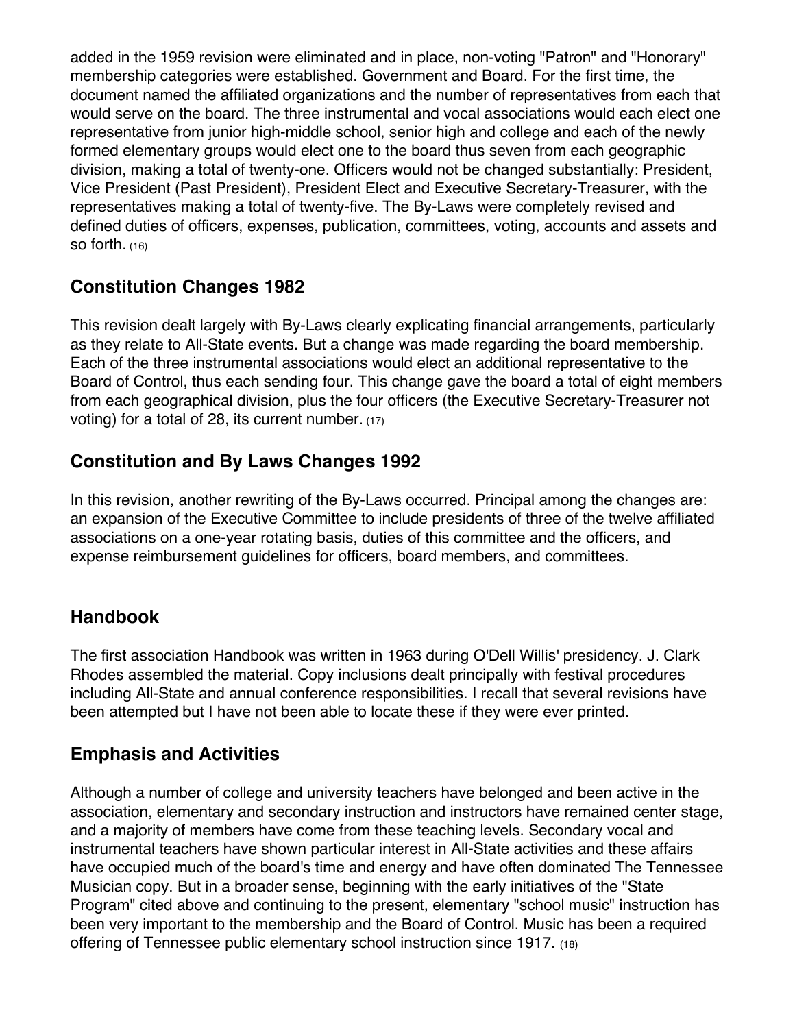added in the 1959 revision were eliminated and in place, non-voting "Patron" and "Honorary" membership categories were established. Government and Board. For the first time, the document named the affiliated organizations and the number of representatives from each that would serve on the board. The three instrumental and vocal associations would each elect one representative from junior high-middle school, senior high and college and each of the newly formed elementary groups would elect one to the board thus seven from each geographic division, making a total of twenty-one. Officers would not be changed substantially: President, Vice President (Past President), President Elect and Executive Secretary-Treasurer, with the representatives making a total of twenty-five. The By-Laws were completely revised and defined duties of officers, expenses, publication, committees, voting, accounts and assets and so forth. (16)

## Constitution Changes 1982

This revision dealt largely with By-Laws clearly explicating financial arrangements, particularly as they relate to All-State events. But a change was made regarding the board membership. Each of the three instrumental associations would elect an additional representative to the Board of Control, thus each sending four. This change gave the board a total of eight members from each geographical division, plus the four officers (the Executive Secretary-Treasurer not voting) for a total of 28, its current number. (17)

## Constitution and By Laws Changes 1992

In this revision, another rewriting of the By-Laws occurred. Principal among the changes are: an expansion of the Executive Committee to include presidents of three of the twelve affiliated associations on a one-year rotating basis, duties of this committee and the officers, and expense reimbursement guidelines for officers, board members, and committees.

## Handbook

The first association Handbook was written in 1963 during O'Dell Willis' presidency. J. Clark Rhodes assembled the material. Copy inclusions dealt principally with festival procedures including All-State and annual conference responsibilities. I recall that several revisions have been attempted but I have not been able to locate these if they were ever printed.

## Emphasis and Activities

Although a number of college and university teachers have belonged and been active in the association, elementary and secondary instruction and instructors have remained center stage, and a majority of members have come from these teaching levels. Secondary vocal and instrumental teachers have shown particular interest in All-State activities and these affairs have occupied much of the board's time and energy and have often dominated The Tennessee Musician copy. But in a broader sense, beginning with the early initiatives of the "State Program" cited above and continuing to the present, elementary "school music" instruction has been very important to the membership and the Board of Control. Music has been a required offering of Tennessee public elementary school instruction since 1917. (18)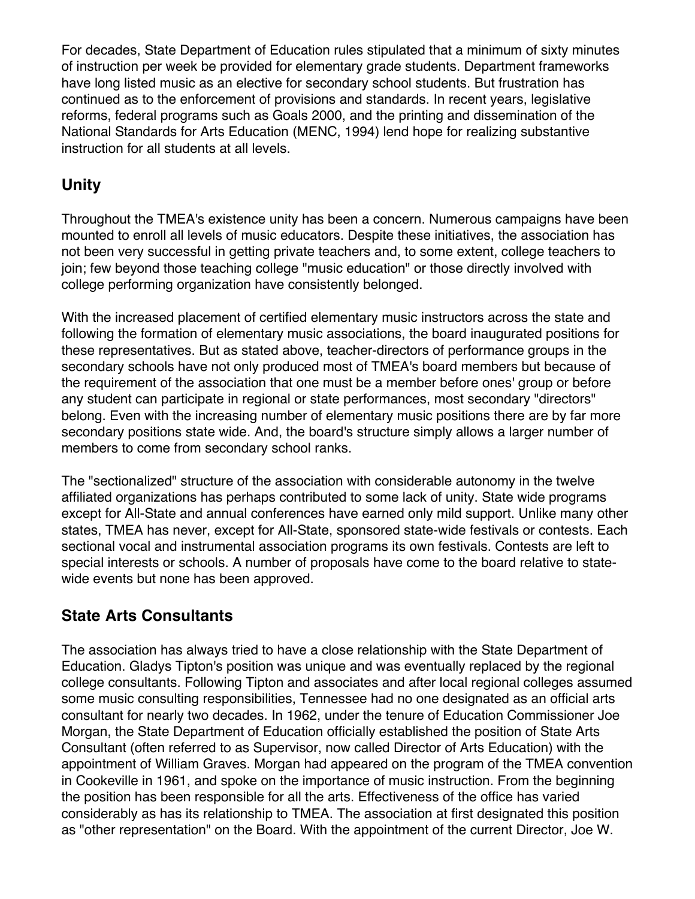For decades, State Department of Education rules stipulated that a minimum of sixty minutes of instruction per week be provided for elementary grade students. Department frameworks have long listed music as an elective for secondary school students. But frustration has continued as to the enforcement of provisions and standards. In recent years, legislative reforms, federal programs such as Goals 2000, and the printing and dissemination of the National Standards for Arts Education (MENC, 1994) lend hope for realizing substantive instruction for all students at all levels.

## Unity

Throughout the TMEA's existence unity has been a concern. Numerous campaigns have been mounted to enroll all levels of music educators. Despite these initiatives, the association has not been very successful in getting private teachers and, to some extent, college teachers to join; few beyond those teaching college "music education" or those directly involved with college performing organization have consistently belonged.

With the increased placement of certified elementary music instructors across the state and following the formation of elementary music associations, the board inaugurated positions for these representatives. But as stated above, teacher-directors of performance groups in the secondary schools have not only produced most of TMEA's board members but because of the requirement of the association that one must be a member before ones' group or before any student can participate in regional or state performances, most secondary "directors" belong. Even with the increasing number of elementary music positions there are by far more secondary positions state wide. And, the board's structure simply allows a larger number of members to come from secondary school ranks.

The "sectionalized" structure of the association with considerable autonomy in the twelve affiliated organizations has perhaps contributed to some lack of unity. State wide programs except for All-State and annual conferences have earned only mild support. Unlike many other states, TMEA has never, except for All-State, sponsored state-wide festivals or contests. Each sectional vocal and instrumental association programs its own festivals. Contests are left to special interests or schools. A number of proposals have come to the board relative to state-wide events but none has been approved.

## State Arts Consultants

The association has always tried to have a close relationship with the State Department of Education. Gladys Tipton's position was unique and was eventually replaced by the regional college consultants. Following Tipton and associates and after local regional colleges assumed some music consulting responsibilities, Tennessee had no one designated as an official arts consultant for nearly two decades. In 1962, under the tenure of Education Commissioner Joe Morgan, the State Department of Education officially established the position of State Arts Consultant (often referred to as Supervisor, now called Director of Arts Education) with the appointment of William Graves. Morgan had appeared on the program of the TMEA convention in Cookeville in 1961, and spoke on the importance of music instruction. From the beginning the position has been responsible for all the arts. Effectiveness of the office has varied considerably as has its relationship to TMEA. The association at first designated this position as "other representation" on the Board. With the appointment of the current Director, Joe W.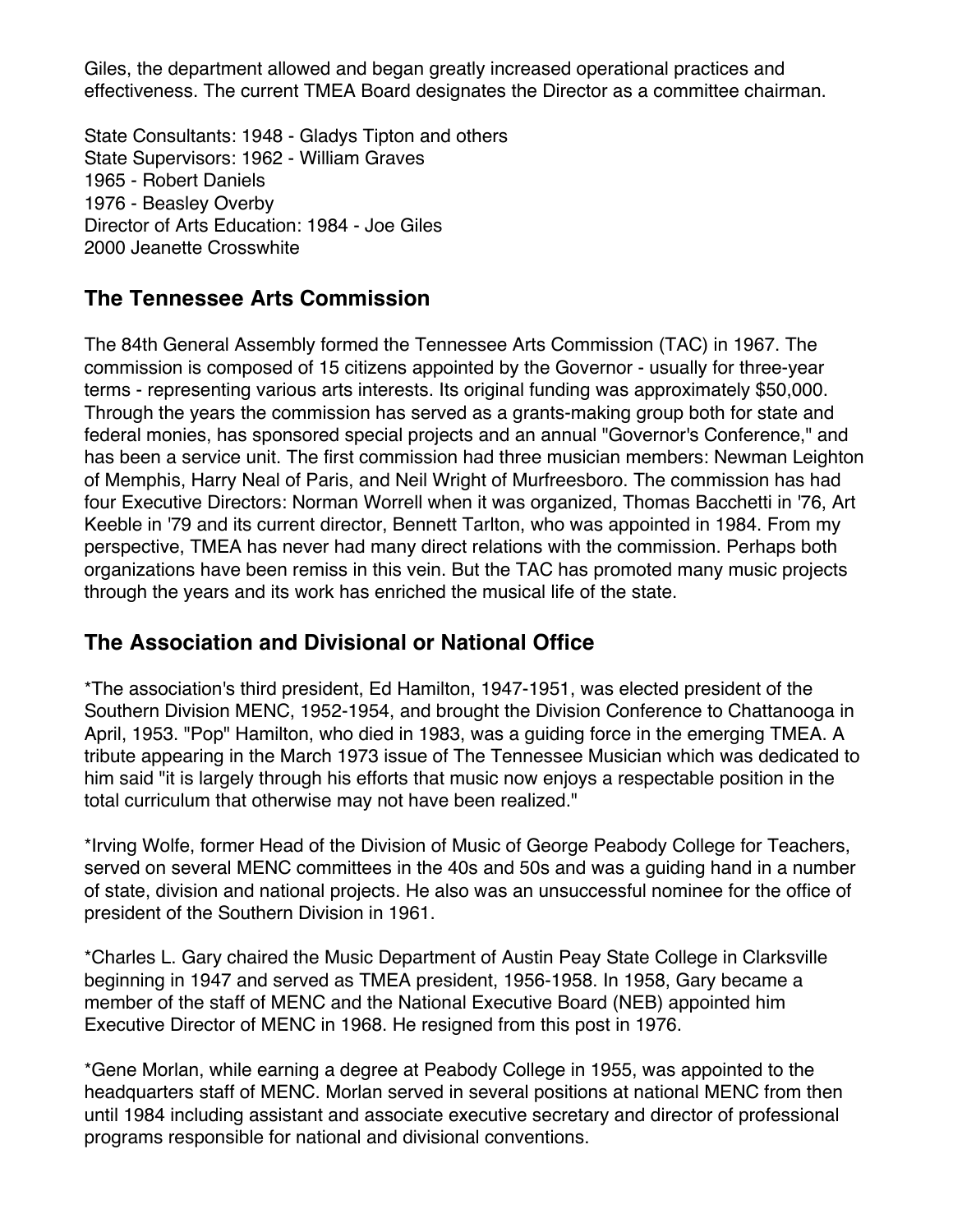Giles, the department allowed and began greatly increased operational practices and effectiveness. The current TMEA Board designates the Director as a committee chairman.

State Consultants: 1948 - Gladys Tipton and others
State Supervisors: 1962 - William Graves
1965 - Robert Daniels
1976 - Beasley Overby
Director of Arts Education: 1984 - Joe Giles
2000 Jeanette Crosswhite

## The Tennessee Arts Commission

The 84th General Assembly formed the Tennessee Arts Commission (TAC) in 1967. The commission is composed of 15 citizens appointed by the Governor - usually for three-year terms - representing various arts interests. Its original funding was approximately $50,000. Through the years the commission has served as a grants-making group both for state and federal monies, has sponsored special projects and an annual "Governor's Conference," and has been a service unit. The first commission had three musician members: Newman Leighton of Memphis, Harry Neal of Paris, and Neil Wright of Murfreesboro. The commission has had four Executive Directors: Norman Worrell when it was organized, Thomas Bacchetti in '76, Art Keeble in '79 and its current director, Bennett Tarlton, who was appointed in 1984. From my perspective, TMEA has never had many direct relations with the commission. Perhaps both organizations have been remiss in this vein. But the TAC has promoted many music projects through the years and its work has enriched the musical life of the state.

## The Association and Divisional or National Office

*The association's third president, Ed Hamilton, 1947-1951, was elected president of the Southern Division MENC, 1952-1954, and brought the Division Conference to Chattanooga in April, 1953. "Pop" Hamilton, who died in 1983, was a guiding force in the emerging TMEA. A tribute appearing in the March 1973 issue of The Tennessee Musician which was dedicated to him said "it is largely through his efforts that music now enjoys a respectable position in the total curriculum that otherwise may not have been realized."

*Irving Wolfe, former Head of the Division of Music of George Peabody College for Teachers, served on several MENC committees in the 40s and 50s and was a guiding hand in a number of state, division and national projects. He also was an unsuccessful nominee for the office of president of the Southern Division in 1961.

*Charles L. Gary chaired the Music Department of Austin Peay State College in Clarksville beginning in 1947 and served as TMEA president, 1956-1958. In 1958, Gary became a member of the staff of MENC and the National Executive Board (NEB) appointed him Executive Director of MENC in 1968. He resigned from this post in 1976.

*Gene Morlan, while earning a degree at Peabody College in 1955, was appointed to the headquarters staff of MENC. Morlan served in several positions at national MENC from then until 1984 including assistant and associate executive secretary and director of professional programs responsible for national and divisional conventions.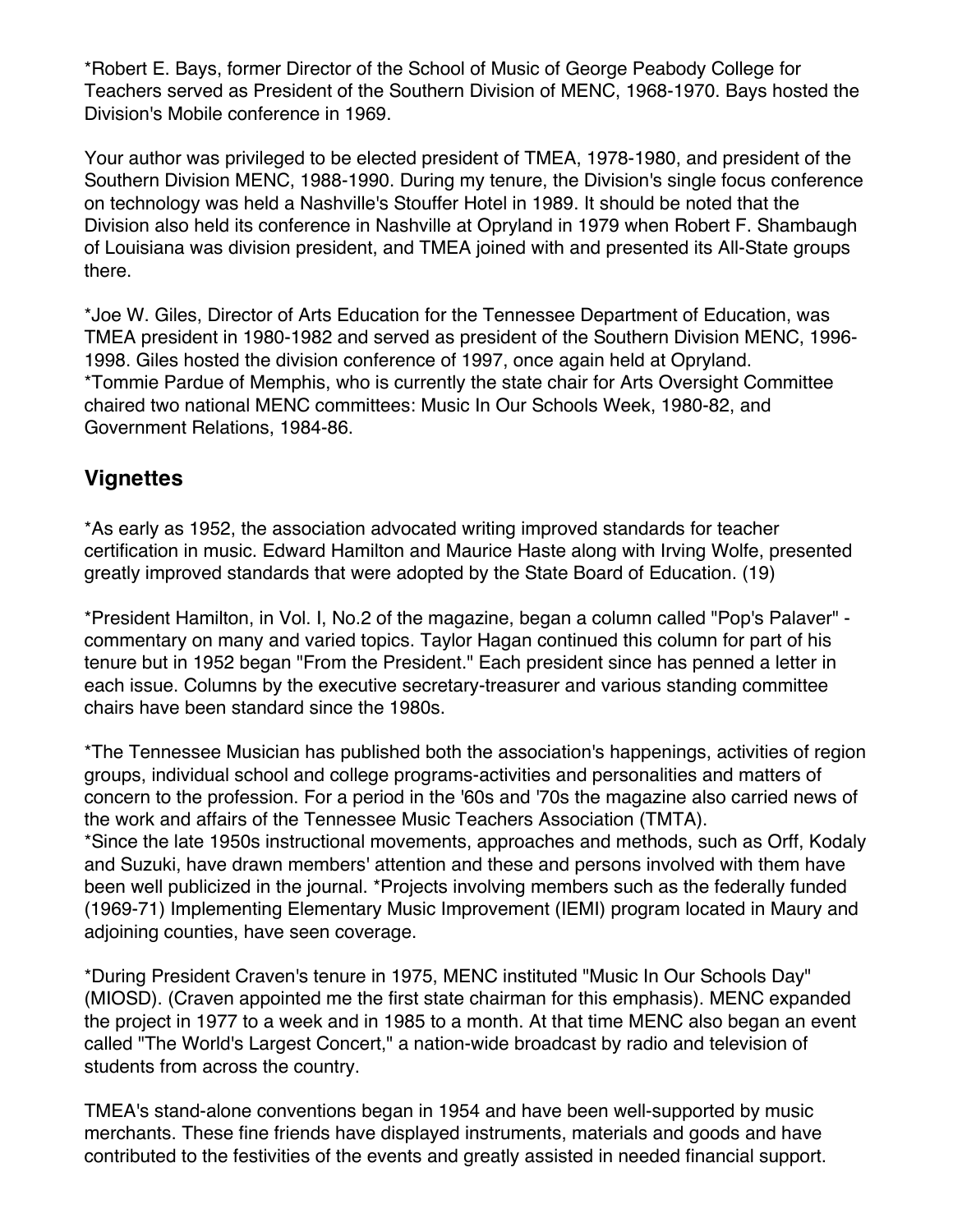*Robert E. Bays, former Director of the School of Music of George Peabody College for Teachers served as President of the Southern Division of MENC, 1968-1970. Bays hosted the Division's Mobile conference in 1969.

Your author was privileged to be elected president of TMEA, 1978-1980, and president of the Southern Division MENC, 1988-1990. During my tenure, the Division's single focus conference on technology was held a Nashville's Stouffer Hotel in 1989. It should be noted that the Division also held its conference in Nashville at Opryland in 1979 when Robert F. Shambaugh of Louisiana was division president, and TMEA joined with and presented its All-State groups there.

*Joe W. Giles, Director of Arts Education for the Tennessee Department of Education, was TMEA president in 1980-1982 and served as president of the Southern Division MENC, 1996-1998. Giles hosted the division conference of 1997, once again held at Opryland.
*Tommie Pardue of Memphis, who is currently the state chair for Arts Oversight Committee chaired two national MENC committees: Music In Our Schools Week, 1980-82, and Government Relations, 1984-86.

## Vignettes

*As early as 1952, the association advocated writing improved standards for teacher certification in music. Edward Hamilton and Maurice Haste along with Irving Wolfe, presented greatly improved standards that were adopted by the State Board of Education. (19)

*President Hamilton, in Vol. I, No.2 of the magazine, began a column called "Pop's Palaver" - commentary on many and varied topics. Taylor Hagan continued this column for part of his tenure but in 1952 began "From the President." Each president since has penned a letter in each issue. Columns by the executive secretary-treasurer and various standing committee chairs have been standard since the 1980s.

*The Tennessee Musician has published both the association's happenings, activities of region groups, individual school and college programs-activities and personalities and matters of concern to the profession. For a period in the '60s and '70s the magazine also carried news of the work and affairs of the Tennessee Music Teachers Association (TMTA).
*Since the late 1950s instructional movements, approaches and methods, such as Orff, Kodaly and Suzuki, have drawn members' attention and these and persons involved with them have been well publicized in the journal. *Projects involving members such as the federally funded (1969-71) Implementing Elementary Music Improvement (IEMI) program located in Maury and adjoining counties, have seen coverage.

*During President Craven's tenure in 1975, MENC instituted "Music In Our Schools Day" (MIOSD). (Craven appointed me the first state chairman for this emphasis). MENC expanded the project in 1977 to a week and in 1985 to a month. At that time MENC also began an event called "The World's Largest Concert," a nation-wide broadcast by radio and television of students from across the country.

TMEA's stand-alone conventions began in 1954 and have been well-supported by music merchants. These fine friends have displayed instruments, materials and goods and have contributed to the festivities of the events and greatly assisted in needed financial support.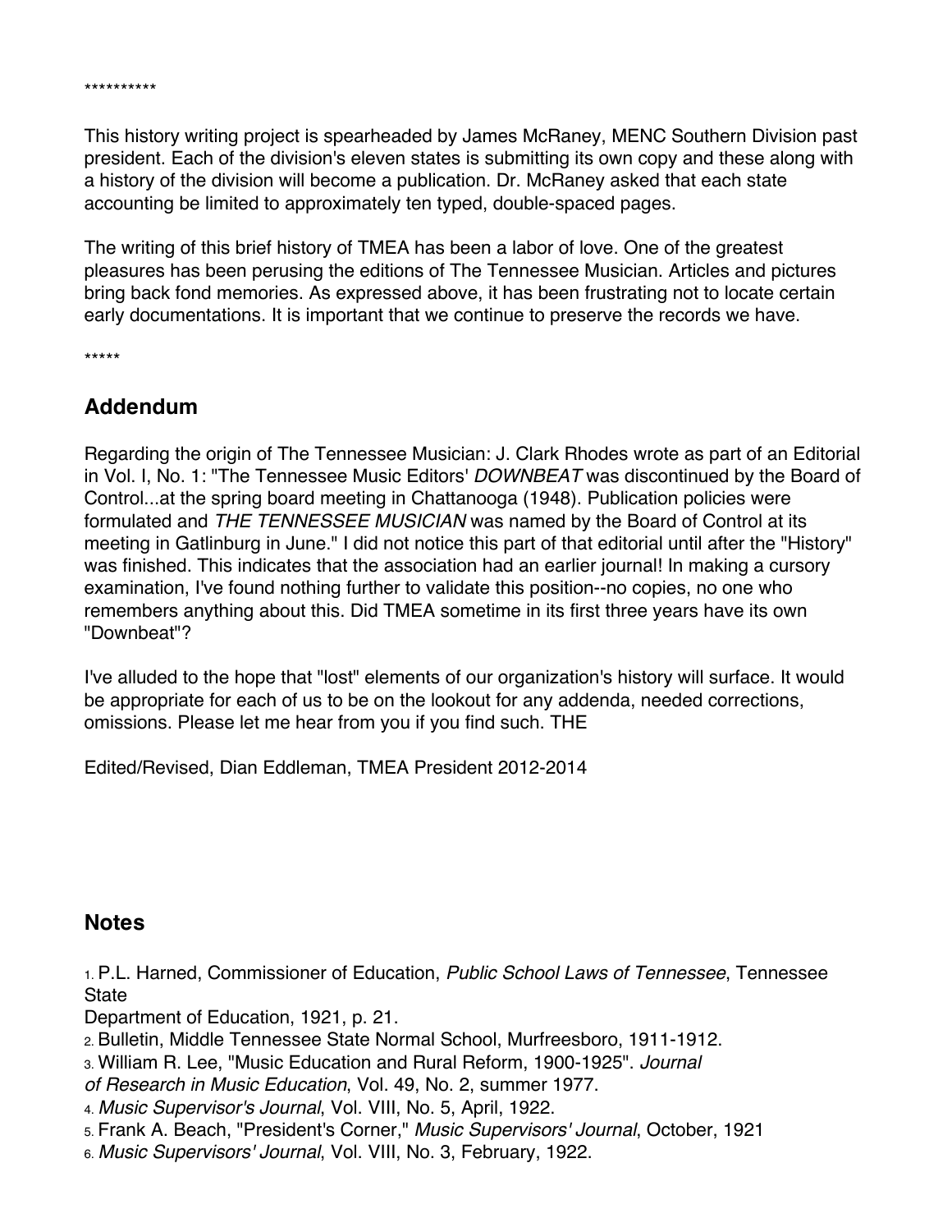**********

This history writing project is spearheaded by James McRaney, MENC Southern Division past president. Each of the division's eleven states is submitting its own copy and these along with a history of the division will become a publication. Dr. McRaney asked that each state accounting be limited to approximately ten typed, double-spaced pages.

The writing of this brief history of TMEA has been a labor of love. One of the greatest pleasures has been perusing the editions of The Tennessee Musician. Articles and pictures bring back fond memories. As expressed above, it has been frustrating not to locate certain early documentations. It is important that we continue to preserve the records we have.

*****

## Addendum

Regarding the origin of The Tennessee Musician: J. Clark Rhodes wrote as part of an Editorial in Vol. I, No. 1: "The Tennessee Music Editors' *DOWNBEAT* was discontinued by the Board of Control...at the spring board meeting in Chattanooga (1948). Publication policies were formulated and *THE TENNESSEE MUSICIAN* was named by the Board of Control at its meeting in Gatlinburg in June." I did not notice this part of that editorial until after the "History" was finished. This indicates that the association had an earlier journal! In making a cursory examination, I've found nothing further to validate this position--no copies, no one who remembers anything about this. Did TMEA sometime in its first three years have its own "Downbeat"?

I've alluded to the hope that "lost" elements of our organization's history will surface. It would be appropriate for each of us to be on the lookout for any addenda, needed corrections, omissions. Please let me hear from you if you find such. THE

Edited/Revised, Dian Eddleman, TMEA President 2012-2014

## Notes

1. P.L. Harned, Commissioner of Education, *Public School Laws of Tennessee*, Tennessee State Department of Education, 1921, p. 21.
2. Bulletin, Middle Tennessee State Normal School, Murfreesboro, 1911-1912.
3. William R. Lee, "Music Education and Rural Reform, 1900-1925". *Journal of Research in Music Education*, Vol. 49, No. 2, summer 1977.
4. *Music Supervisor's Journal*, Vol. VIII, No. 5, April, 1922.
5. Frank A. Beach, "President's Corner," *Music Supervisors' Journal*, October, 1921
6. *Music Supervisors' Journal*, Vol. VIII, No. 3, February, 1922.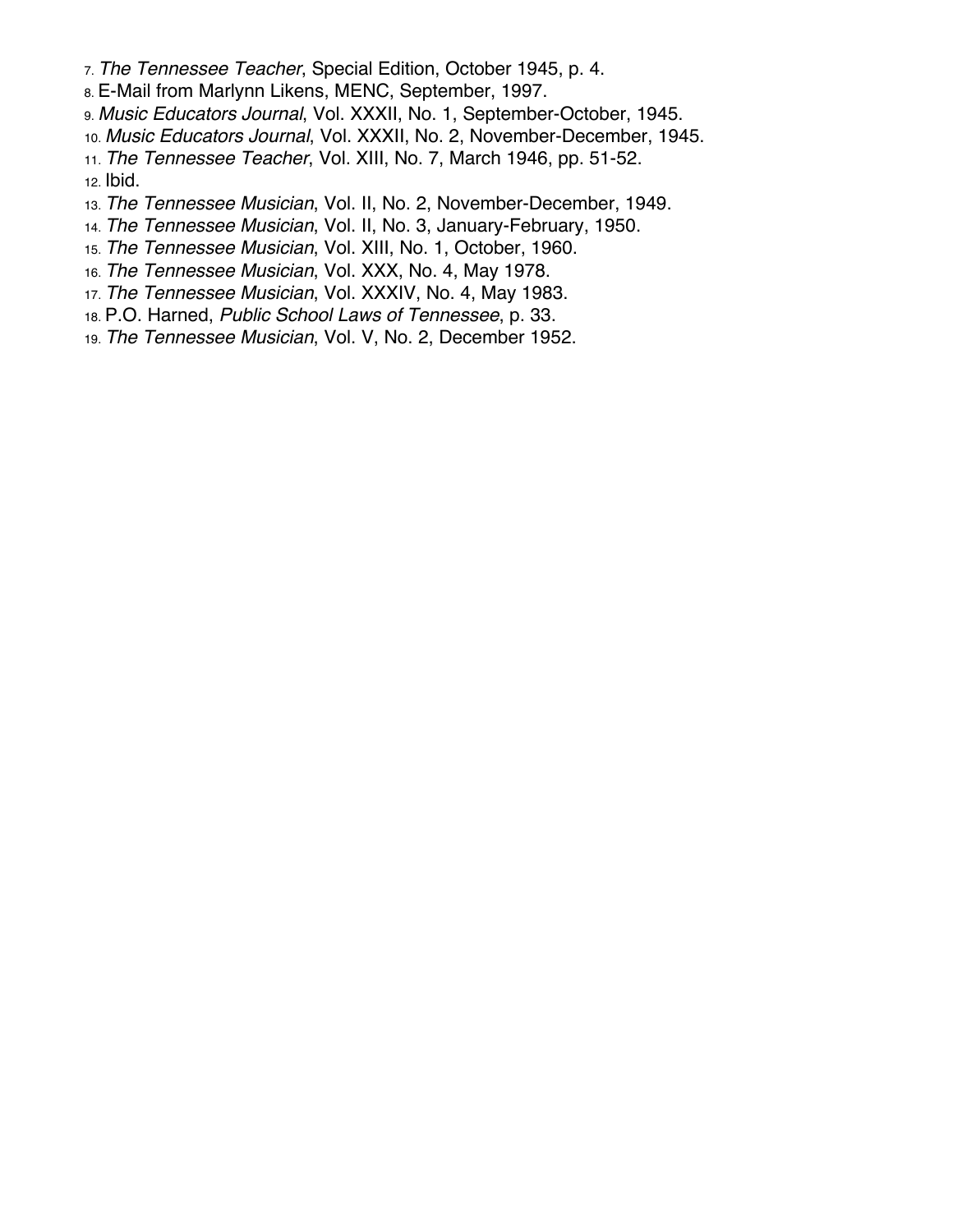7. *The Tennessee Teacher*, Special Edition, October 1945, p. 4.
8. E-Mail from Marlynn Likens, MENC, September, 1997.
9. *Music Educators Journal*, Vol. XXXII, No. 1, September-October, 1945.
10. *Music Educators Journal*, Vol. XXXII, No. 2, November-December, 1945.
11. *The Tennessee Teacher*, Vol. XIII, No. 7, March 1946, pp. 51-52.
12. Ibid.
13. *The Tennessee Musician*, Vol. II, No. 2, November-December, 1949.
14. *The Tennessee Musician*, Vol. II, No. 3, January-February, 1950.
15. *The Tennessee Musician*, Vol. XIII, No. 1, October, 1960.
16. *The Tennessee Musician*, Vol. XXX, No. 4, May 1978.
17. *The Tennessee Musician*, Vol. XXXIV, No. 4, May 1983.
18. P.O. Harned, *Public School Laws of Tennessee*, p. 33.
19. *The Tennessee Musician*, Vol. V, No. 2, December 1952.